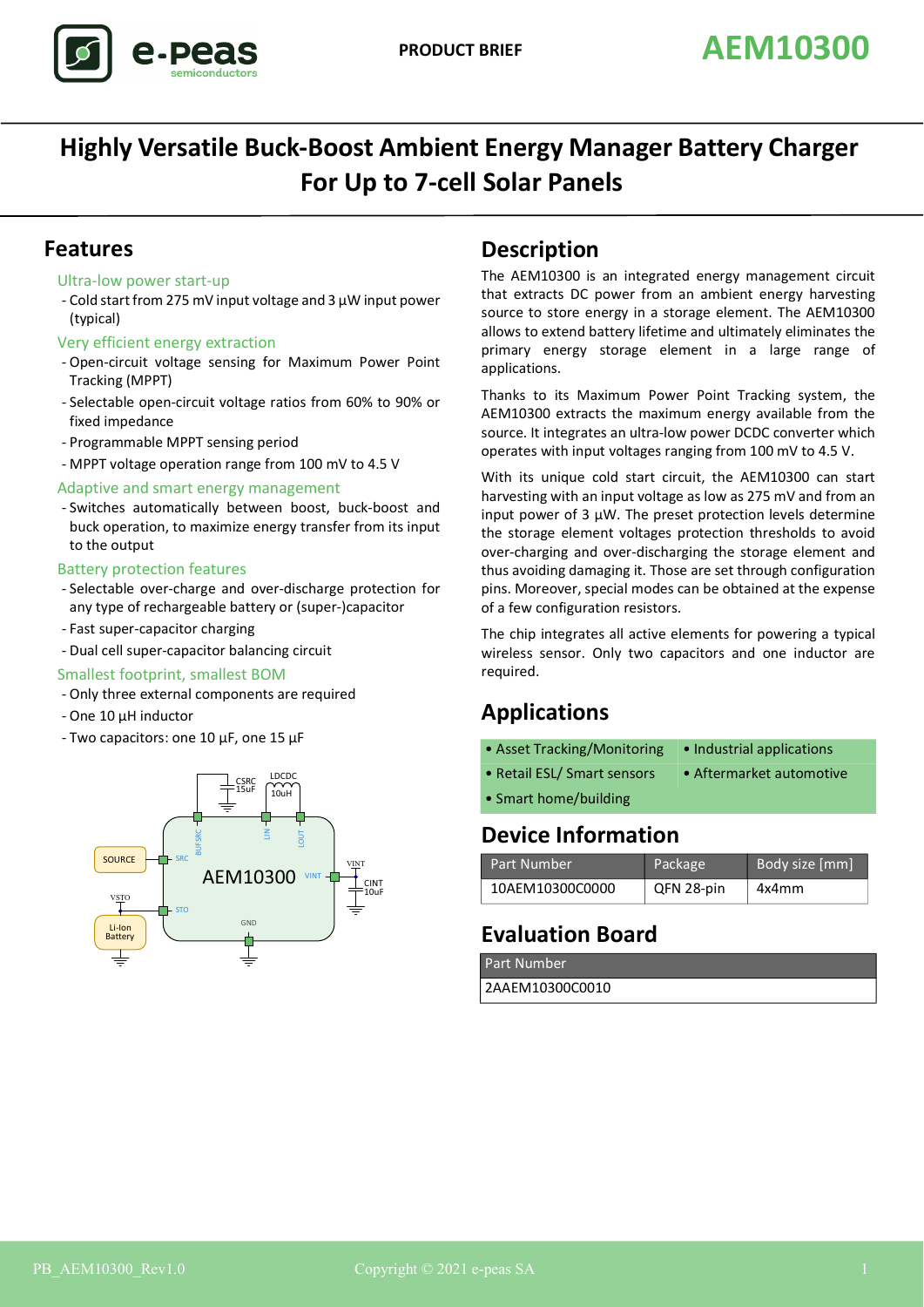PRODUCT BRIEF

# AEM10300

## Highly Versatile Buck-Boost Ambient Energy Manager Battery Charger For Up to 7-cell Solar Panels

## Features

### Ultra-low power start-up

- Cold start from 275 mV input voltage and 3 µW input power (typical)

### Very efficient energy extraction

- Open-circuit voltage sensing for Maximum Power Point Tracking (MPPT)
- Selectable open-circuit voltage ratios from 60% to 90% or fixed impedance
- Programmable MPPT sensing period
- MPPT voltage operation range from 100 mV to 4.5 V

### Adaptive and smart energy management

- Switches automatically between boost, buck-boost and buck operation, to maximize energy transfer from its input to the output

### Battery protection features

- Selectable over-charge and over-discharge protection for any type of rechargeable battery or (super-)capacitor
- Fast super-capacitor charging
- Dual cell super-capacitor balancing circuit

### Smallest footprint, smallest BOM

- Only three external components are required
- One 10 µH inductor
- Two capacitors: one 10 µF, one 15 µF

## Description

The AEM10300 is an integrated energy management circuit that extracts DC power from an ambient energy harvesting source to store energy in a storage element. The AEM10300 allows to extend battery lifetime and ultimately eliminates the primary energy storage element in a large range of applications.

Thanks to its Maximum Power Point Tracking system, the AEM10300 extracts the maximum energy available from the source. It integrates an ultra-low power DCDC converter which operates with input voltages ranging from 100 mV to 4.5 V.

With its unique cold start circuit, the AEM10300 can start harvesting with an input voltage as low as 275 mV and from an input power of 3 µW. The preset protection levels determine the storage element voltages protection thresholds to avoid over-charging and over-discharging the storage element and thus avoiding damaging it. Those are set through configuration pins. Moreover, special modes can be obtained at the expense of a few configuration resistors.

The chip integrates all active elements for powering a typical wireless sensor. Only two capacitors and one inductor are required.

## Applications

| | |
|---|---|
| • Asset Tracking/Monitoring | • Industrial applications |
| • Retail ESL/ Smart sensors | • Aftermarket automotive |
| • Smart home/building | |

## Device Information

| Part Number | Package | Body size [mm] |
|---|---|---|
| 10AEM10300C0000 | QFN 28-pin | 4x4mm |

## Evaluation Board

| Part Number |
|---|
| 2AAEM10300C0010 |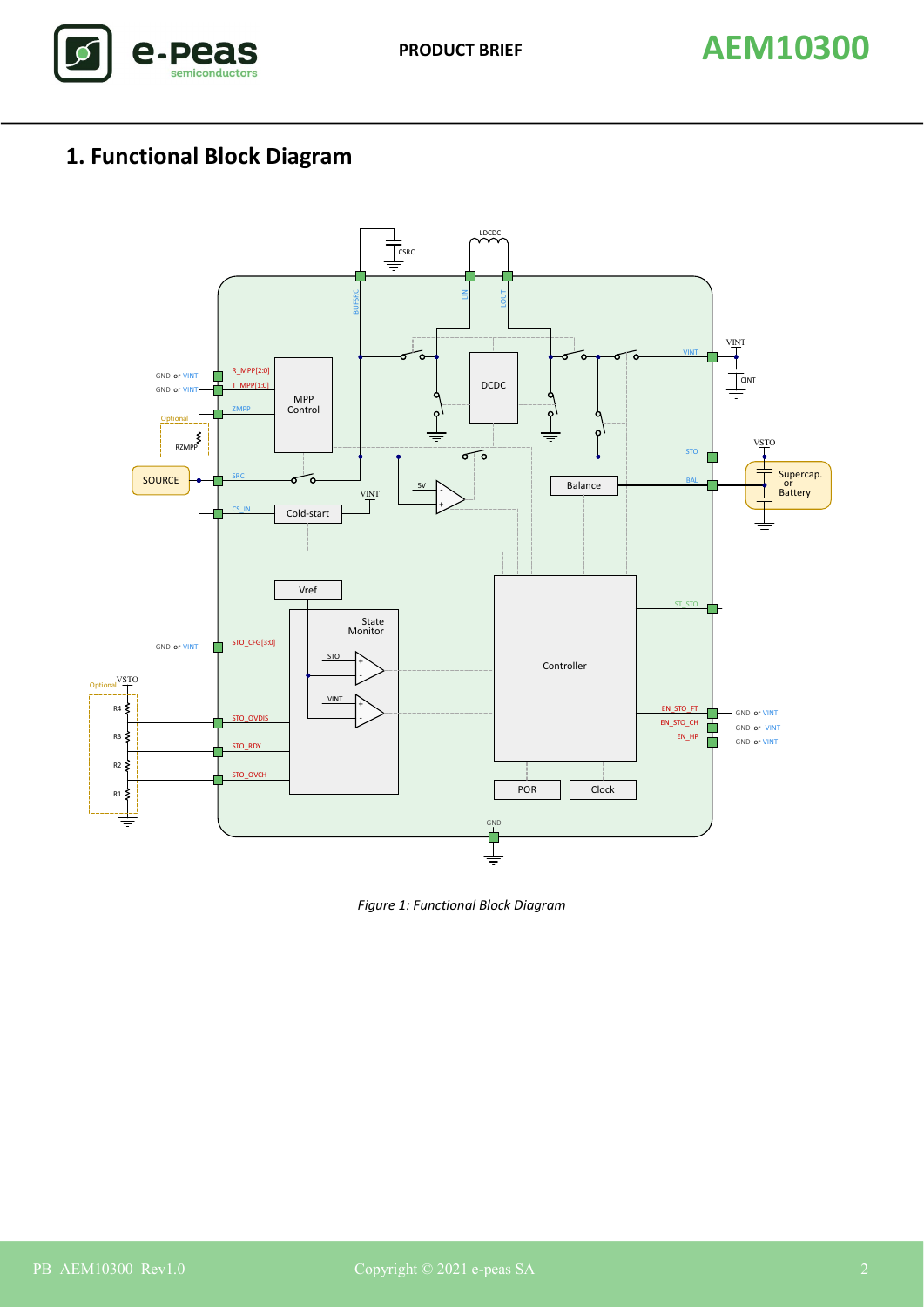# 1. Functional Block Diagram

*Figure 1: Functional Block Diagram*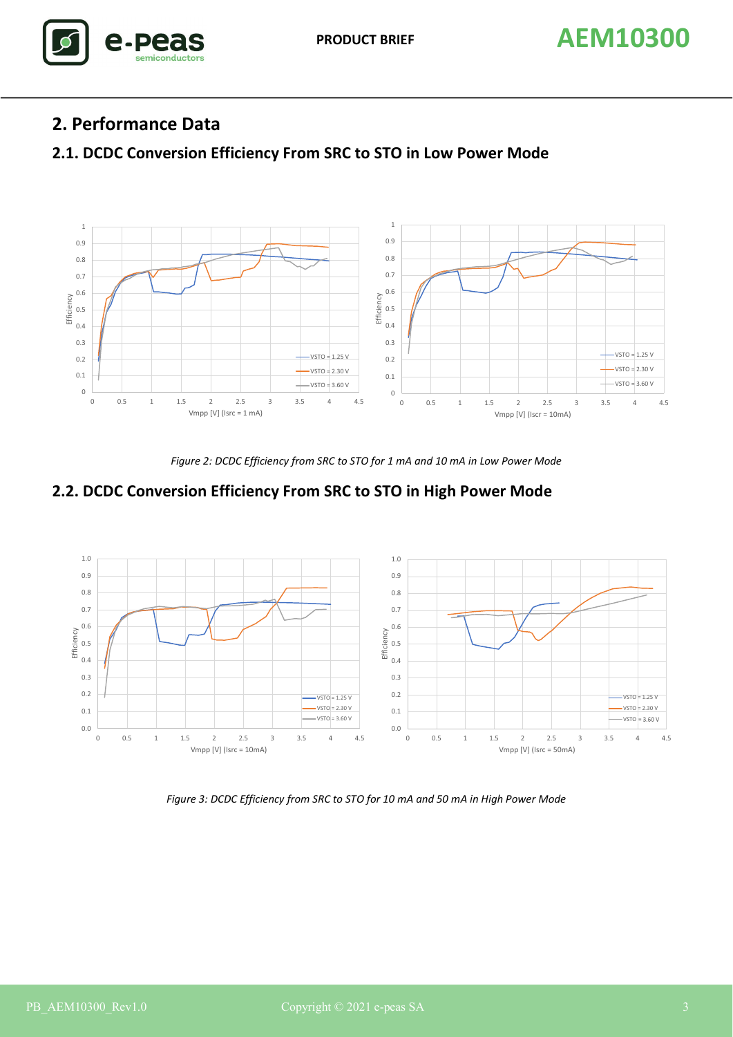## 2. Performance Data

### 2.1. DCDC Conversion Efficiency From SRC to STO in Low Power Mode

Efficiency
Vmpp [V] (Isrc = 1 mA)
VSTO = 1.25 V
VSTO = 2.30 V
VSTO = 3.60 V

Efficiency
Vmpp [V] (Iscr = 10mA)
VSTO = 1.25 V
VSTO = 2.30 V
VSTO = 3.60 V

*Figure 2: DCDC Efficiency from SRC to STO for 1 mA and 10 mA in Low Power Mode*

### 2.2. DCDC Conversion Efficiency From SRC to STO in High Power Mode

Efficiency
Vmpp [V] (Isrc = 10mA)
VSTO = 1.25 V
VSTO = 2.30 V
VSTO = 3.60 V

Efficiency
Vmpp [V] (Isrc = 50mA)
VSTO = 1.25 V
VSTO = 2.30 V
VSTO = 3.60 V

*Figure 3: DCDC Efficiency from SRC to STO for 10 mA and 50 mA in High Power Mode*